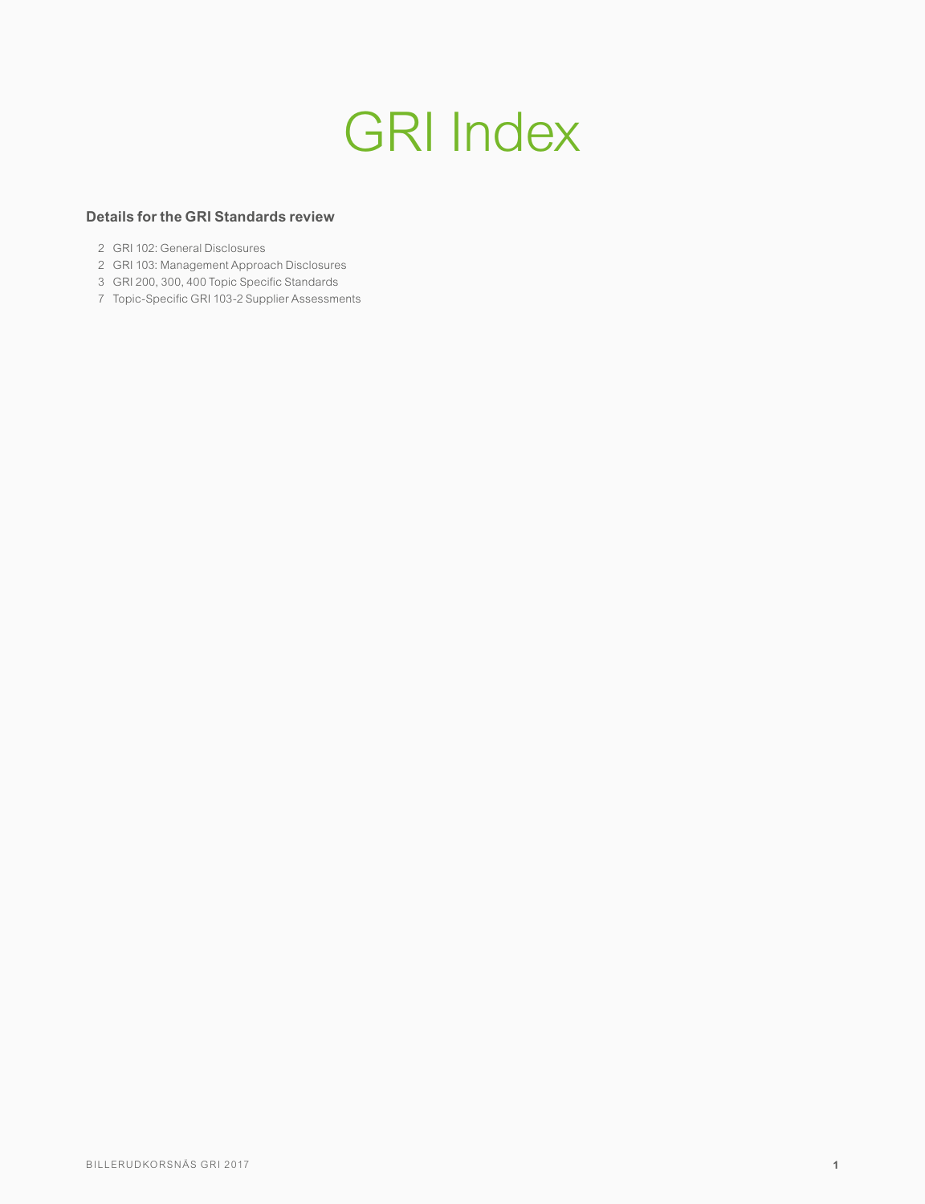# GRI Index

**Details for the GRI Standards review**

2 GRI 102: General Disclosures
2 GRI 103: Management Approach Disclosures
3 GRI 200, 300, 400 Topic Specific Standards
7 Topic-Specific GRI 103-2 Supplier Assessments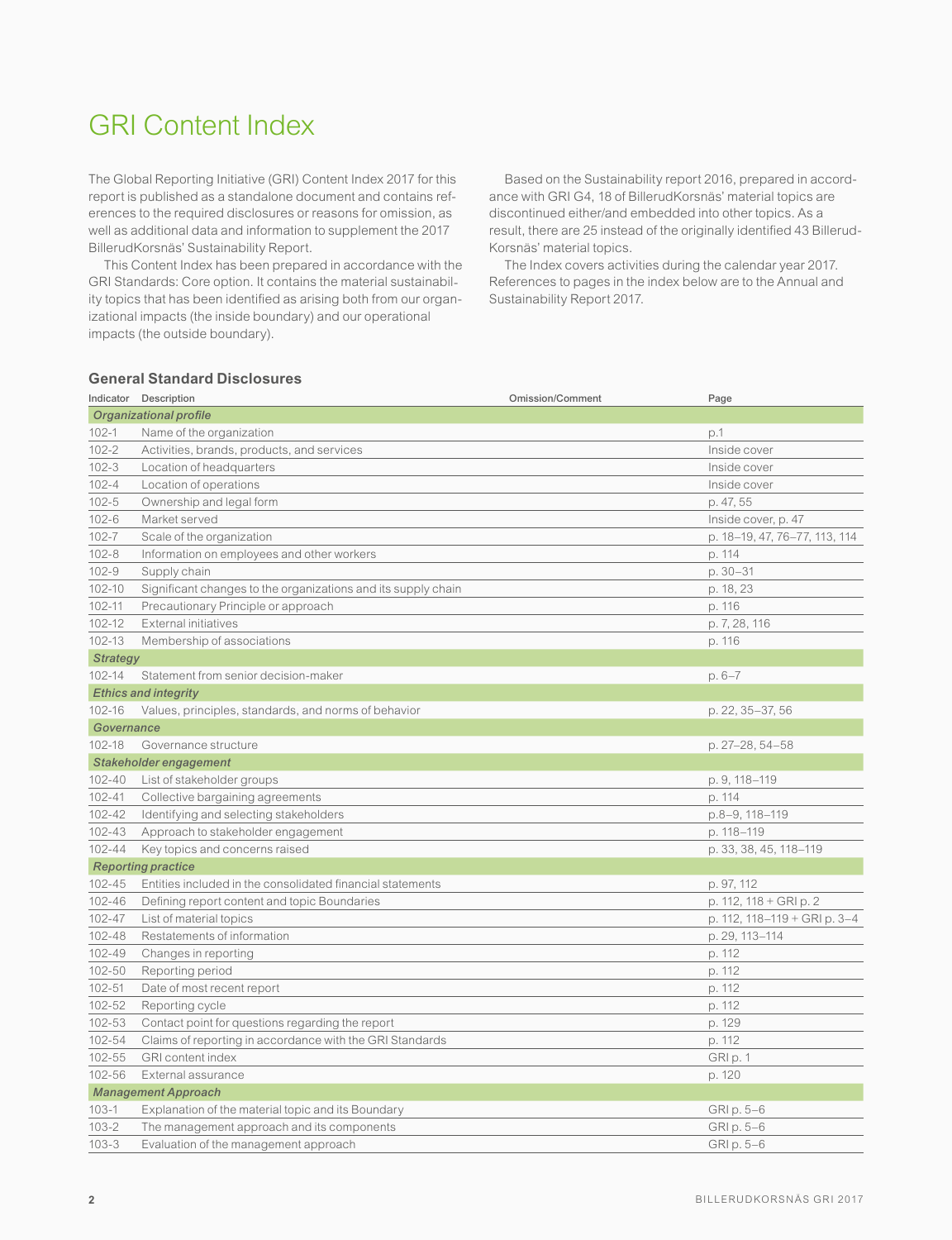# GRI Content Index

The Global Reporting Initiative (GRI) Content Index 2017 for this report is published as a standalone document and contains references to the required disclosures or reasons for omission, as well as additional data and information to supplement the 2017 BillerudKorsnäs' Sustainability Report.

This Content Index has been prepared in accordance with the GRI Standards: Core option. It contains the material sustainability topics that has been identified as arising both from our organizational impacts (the inside boundary) and our operational impacts (the outside boundary).

Based on the Sustainability report 2016, prepared in accordance with GRI G4, 18 of BillerudKorsnäs' material topics are discontinued either/and embedded into other topics. As a result, there are 25 instead of the originally identified 43 BillerudKorsnäs' material topics.

The Index covers activities during the calendar year 2017. References to pages in the index below are to the Annual and Sustainability Report 2017.

## General Standard Disclosures

| Indicator | Description | Omission/Comment | Page |
|---|---|---|---|
| ***Organizational profile*** | | | |
| 102-1 | Name of the organization | | p.1 |
| 102-2 | Activities, brands, products, and services | | Inside cover |
| 102-3 | Location of headquarters | | Inside cover |
| 102-4 | Location of operations | | Inside cover |
| 102-5 | Ownership and legal form | | p. 47, 55 |
| 102-6 | Market served | | Inside cover, p. 47 |
| 102-7 | Scale of the organization | | p. 18–19, 47, 76–77, 113, 114 |
| 102-8 | Information on employees and other workers | | p. 114 |
| 102-9 | Supply chain | | p. 30–31 |
| 102-10 | Significant changes to the organizations and its supply chain | | p. 18, 23 |
| 102-11 | Precautionary Principle or approach | | p. 116 |
| 102-12 | External initiatives | | p. 7, 28, 116 |
| 102-13 | Membership of associations | | p. 116 |
| ***Strategy*** | | | |
| 102-14 | Statement from senior decision-maker | | p. 6–7 |
| ***Ethics and integrity*** | | | |
| 102-16 | Values, principles, standards, and norms of behavior | | p. 22, 35–37, 56 |
| ***Governance*** | | | |
| 102-18 | Governance structure | | p. 27–28, 54–58 |
| ***Stakeholder engagement*** | | | |
| 102-40 | List of stakeholder groups | | p. 9, 118–119 |
| 102-41 | Collective bargaining agreements | | p. 114 |
| 102-42 | Identifying and selecting stakeholders | | p.8–9, 118–119 |
| 102-43 | Approach to stakeholder engagement | | p. 118–119 |
| 102-44 | Key topics and concerns raised | | p. 33, 38, 45, 118–119 |
| ***Reporting practice*** | | | |
| 102-45 | Entities included in the consolidated financial statements | | p. 97, 112 |
| 102-46 | Defining report content and topic Boundaries | | p. 112, 118 + GRI p. 2 |
| 102-47 | List of material topics | | p. 112, 118–119 + GRI p. 3–4 |
| 102-48 | Restatements of information | | p. 29, 113–114 |
| 102-49 | Changes in reporting | | p. 112 |
| 102-50 | Reporting period | | p. 112 |
| 102-51 | Date of most recent report | | p. 112 |
| 102-52 | Reporting cycle | | p. 112 |
| 102-53 | Contact point for questions regarding the report | | p. 129 |
| 102-54 | Claims of reporting in accordance with the GRI Standards | | p. 112 |
| 102-55 | GRI content index | | GRI p. 1 |
| 102-56 | External assurance | | p. 120 |
| ***Management Approach*** | | | |
| 103-1 | Explanation of the material topic and its Boundary | | GRI p. 5–6 |
| 103-2 | The management approach and its components | | GRI p. 5–6 |
| 103-3 | Evaluation of the management approach | | GRI p. 5–6 |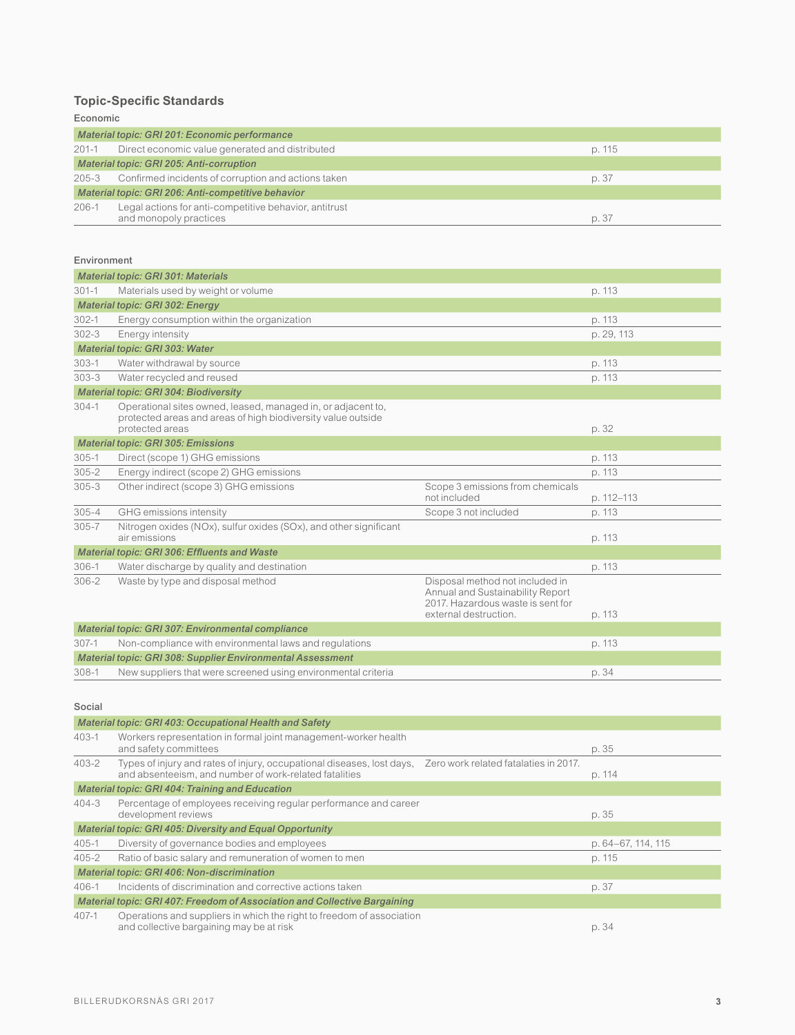## Topic-Specific Standards

### Economic

| | | | |
|---|---|---|---|
| ***Material topic: GRI 201: Economic performance*** | | | |
| 201-1 | Direct economic value generated and distributed | | p. 115 |
| ***Material topic: GRI 205: Anti-corruption*** | | | |
| 205-3 | Confirmed incidents of corruption and actions taken | | p. 37 |
| ***Material topic: GRI 206: Anti-competitive behavior*** | | | |
| 206-1 | Legal actions for anti-competitive behavior, antitrust and monopoly practices | | p. 37 |

### Environment

| | | | |
|---|---|---|---|
| ***Material topic: GRI 301: Materials*** | | | |
| 301-1 | Materials used by weight or volume | | p. 113 |
| ***Material topic: GRI 302: Energy*** | | | |
| 302-1 | Energy consumption within the organization | | p. 113 |
| 302-3 | Energy intensity | | p. 29, 113 |
| ***Material topic: GRI 303: Water*** | | | |
| 303-1 | Water withdrawal by source | | p. 113 |
| 303-3 | Water recycled and reused | | p. 113 |
| ***Material topic: GRI 304: Biodiversity*** | | | |
| 304-1 | Operational sites owned, leased, managed in, or adjacent to, protected areas and areas of high biodiversity value outside protected areas | | p. 32 |
| ***Material topic: GRI 305: Emissions*** | | | |
| 305-1 | Direct (scope 1) GHG emissions | | p. 113 |
| 305-2 | Energy indirect (scope 2) GHG emissions | | p. 113 |
| 305-3 | Other indirect (scope 3) GHG emissions | Scope 3 emissions from chemicals not included | p. 112–113 |
| 305-4 | GHG emissions intensity | Scope 3 not included | p. 113 |
| 305-7 | Nitrogen oxides (NOx), sulfur oxides (SOx), and other significant air emissions | | p. 113 |
| ***Material topic: GRI 306: Effluents and Waste*** | | | |
| 306-1 | Water discharge by quality and destination | | p. 113 |
| 306-2 | Waste by type and disposal method | Disposal method not included in Annual and Sustainability Report 2017. Hazardous waste is sent for external destruction. | p. 113 |
| ***Material topic: GRI 307: Environmental compliance*** | | | |
| 307-1 | Non-compliance with environmental laws and regulations | | p. 113 |
| ***Material topic: GRI 308: Supplier Environmental Assessment*** | | | |
| 308-1 | New suppliers that were screened using environmental criteria | | p. 34 |

### Social

| | | | |
|---|---|---|---|
| ***Material topic: GRI 403: Occupational Health and Safety*** | | | |
| 403-1 | Workers representation in formal joint management-worker health and safety committees | | p. 35 |
| 403-2 | Types of injury and rates of injury, occupational diseases, lost days, and absenteeism, and number of work-related fatalities | Zero work related fatalaties in 2017. | p. 114 |
| ***Material topic: GRI 404: Training and Education*** | | | |
| 404-3 | Percentage of employees receiving regular performance and career development reviews | | p. 35 |
| ***Material topic: GRI 405: Diversity and Equal Opportunity*** | | | |
| 405-1 | Diversity of governance bodies and employees | | p. 64–67, 114, 115 |
| 405-2 | Ratio of basic salary and remuneration of women to men | | p. 115 |
| ***Material topic: GRI 406: Non-discrimination*** | | | |
| 406-1 | Incidents of discrimination and corrective actions taken | | p. 37 |
| ***Material topic: GRI 407: Freedom of Association and Collective Bargaining*** | | | |
| 407-1 | Operations and suppliers in which the right to freedom of association and collective bargaining may be at risk | | p. 34 |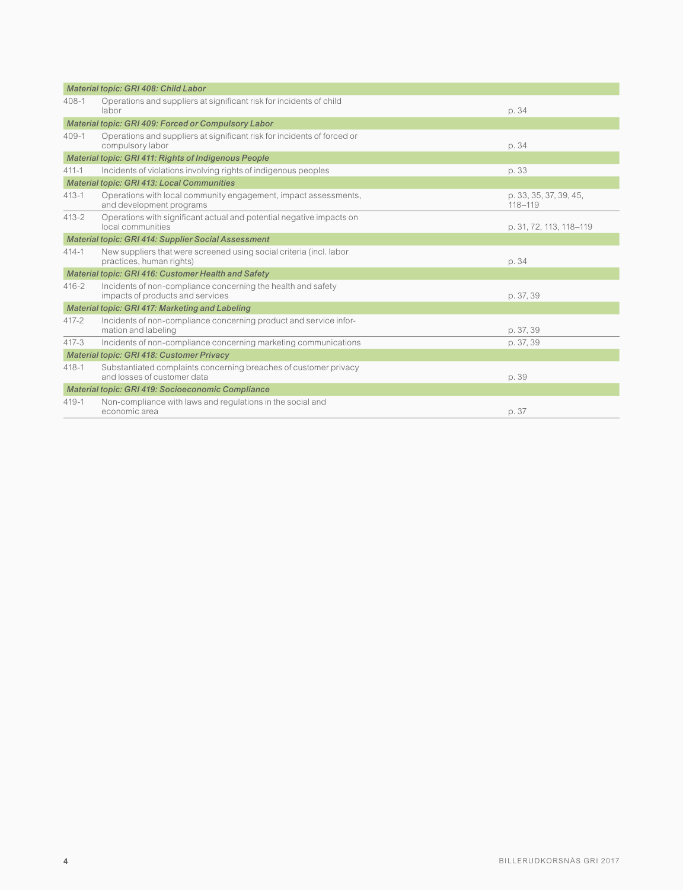| | | |
|---|---|---|
| ***Material topic: GRI 408: Child Labor*** | | |
| 408-1 | Operations and suppliers at significant risk for incidents of child labor | p. 34 |
| ***Material topic: GRI 409: Forced or Compulsory Labor*** | | |
| 409-1 | Operations and suppliers at significant risk for incidents of forced or compulsory labor | p. 34 |
| ***Material topic: GRI 411: Rights of Indigenous People*** | | |
| 411-1 | Incidents of violations involving rights of indigenous peoples | p. 33 |
| ***Material topic: GRI 413: Local Communities*** | | |
| 413-1 | Operations with local community engagement, impact assessments, and development programs | p. 33, 35, 37, 39, 45, 118–119 |
| 413-2 | Operations with significant actual and potential negative impacts on local communities | p. 31, 72, 113, 118–119 |
| ***Material topic: GRI 414: Supplier Social Assessment*** | | |
| 414-1 | New suppliers that were screened using social criteria (incl. labor practices, human rights) | p. 34 |
| ***Material topic: GRI 416: Customer Health and Safety*** | | |
| 416-2 | Incidents of non-compliance concerning the health and safety impacts of products and services | p. 37, 39 |
| ***Material topic: GRI 417: Marketing and Labeling*** | | |
| 417-2 | Incidents of non-compliance concerning product and service information and labeling | p. 37, 39 |
| 417-3 | Incidents of non-compliance concerning marketing communications | p. 37, 39 |
| ***Material topic: GRI 418: Customer Privacy*** | | |
| 418-1 | Substantiated complaints concerning breaches of customer privacy and losses of customer data | p. 39 |
| ***Material topic: GRI 419: Socioeconomic Compliance*** | | |
| 419-1 | Non-compliance with laws and regulations in the social and economic area | p. 37 |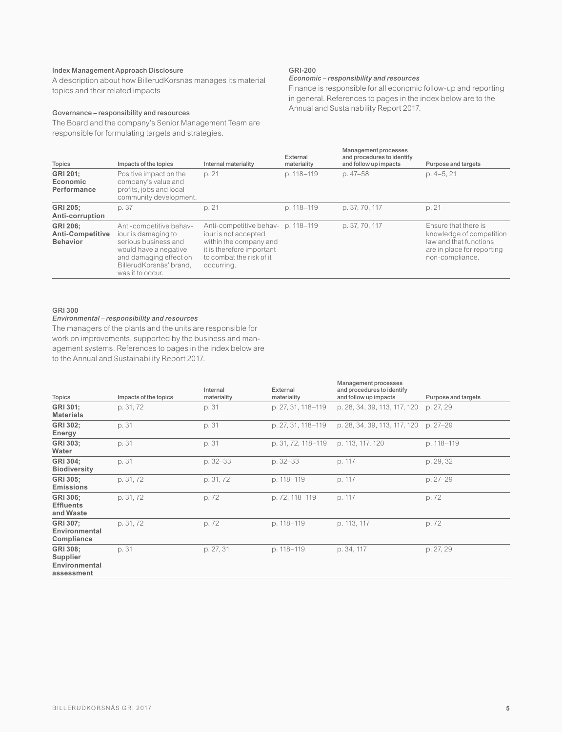### Index Management Approach Disclosure

A description about how BillerudKorsnäs manages its material topics and their related impacts

### Governance – responsibility and resources

The Board and the company's Senior Management Team are responsible for formulating targets and strategies.

### GRI-200

*Economic – responsibility and resources*

Finance is responsible for all economic follow-up and reporting in general. References to pages in the index below are to the Annual and Sustainability Report 2017.

| Topics | Impacts of the topics | Internal materiality | External materiality | Management processes and procedures to identify and follow up impacts | Purpose and targets |
|---|---|---|---|---|---|
| **GRI 201; Economic Performance** | Positive impact on the company's value and profits, jobs and local community development. | p. 21 | p. 118–119 | p. 47–58 | p. 4–5, 21 |
| **GRI 205; Anti-corruption** | p. 37 | p. 21 | p. 118–119 | p. 37, 70, 117 | p. 21 |
| **GRI 206; Anti-Competitive Behavior** | Anti-competitive behaviour is damaging to serious business and would have a negative and damaging effect on BillerudKorsnäs' brand, was it to occur. | Anti-competitive behaviour is not accepted within the company and it is therefore important to combat the risk of it occurring. | p. 118–119 | p. 37, 70, 117 | Ensure that there is knowledge of competition law and that functions are in place for reporting non-compliance. |

### GRI 300

*Environmental – responsibility and resources*

The managers of the plants and the units are responsible for work on improvements, supported by the business and management systems. References to pages in the index below are to the Annual and Sustainability Report 2017.

| Topics | Impacts of the topics | Internal materiality | External materiality | Management processes and procedures to identify and follow up impacts | Purpose and targets |
|---|---|---|---|---|---|
| **GRI 301; Materials** | p. 31, 72 | p. 31 | p. 27, 31, 118–119 | p. 28, 34, 39, 113, 117, 120 | p. 27, 29 |
| **GRI 302; Energy** | p. 31 | p. 31 | p. 27, 31, 118–119 | p. 28, 34, 39, 113, 117, 120 | p. 27–29 |
| **GRI 303; Water** | p. 31 | p. 31 | p. 31, 72, 118–119 | p. 113, 117, 120 | p. 118–119 |
| **GRI 304; Biodiversity** | p. 31 | p. 32–33 | p. 32–33 | p. 117 | p. 29, 32 |
| **GRI 305; Emissions** | p. 31, 72 | p. 31, 72 | p. 118–119 | p. 117 | p. 27–29 |
| **GRI 306; Effluents and Waste** | p. 31, 72 | p. 72 | p. 72, 118–119 | p. 117 | p. 72 |
| **GRI 307; Environmental Compliance** | p. 31, 72 | p. 72 | p. 118–119 | p. 113, 117 | p. 72 |
| **GRI 308; Supplier Environmental assessment** | p. 31 | p. 27, 31 | p. 118–119 | p. 34, 117 | p. 27, 29 |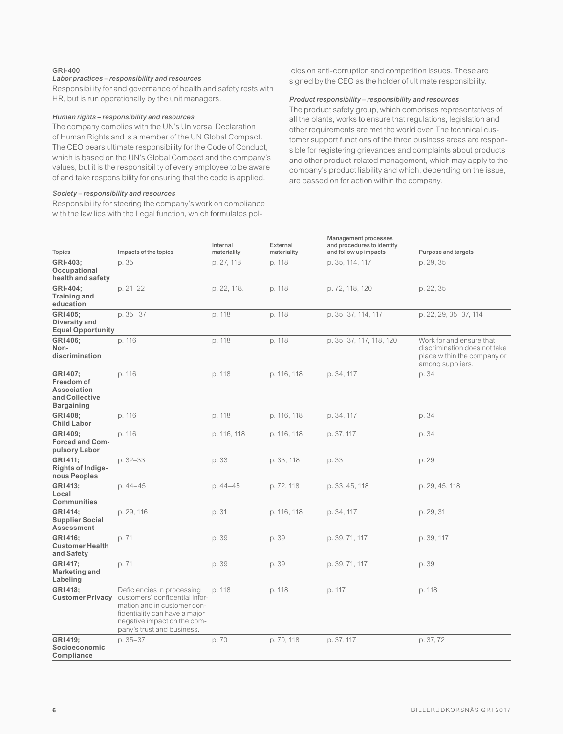GRI-400

*Labor practices – responsibility and resources*

Responsibility for and governance of health and safety rests with HR, but is run operationally by the unit managers.

*Human rights – responsibility and resources*

The company complies with the UN's Universal Declaration of Human Rights and is a member of the UN Global Compact. The CEO bears ultimate responsibility for the Code of Conduct, which is based on the UN's Global Compact and the company's values, but it is the responsibility of every employee to be aware of and take responsibility for ensuring that the code is applied.

*Society – responsibility and resources*

Responsibility for steering the company's work on compliance with the law lies with the Legal function, which formulates policies on anti-corruption and competition issues. These are signed by the CEO as the holder of ultimate responsibility.

*Product responsibility – responsibility and resources*

The product safety group, which comprises representatives of all the plants, works to ensure that regulations, legislation and other requirements are met the world over. The technical customer support functions of the three business areas are responsible for registering grievances and complaints about products and other product-related management, which may apply to the company's product liability and which, depending on the issue, are passed on for action within the company.

| Topics | Impacts of the topics | Internal materiality | External materiality | Management processes and procedures to identify and follow up impacts | Purpose and targets |
|---|---|---|---|---|---|
| **GRI-403; Occupational health and safety** | p. 35 | p. 27, 118 | p. 118 | p. 35, 114, 117 | p. 29, 35 |
| **GRI-404; Training and education** | p. 21–22 | p. 22, 118. | p. 118 | p. 72, 118, 120 | p. 22, 35 |
| **GRI 405; Diversity and Equal Opportunity** | p. 35–37 | p. 118 | p. 118 | p. 35–37, 114, 117 | p. 22, 29, 35–37, 114 |
| **GRI 406; Non-discrimination** | p. 116 | p. 118 | p. 118 | p. 35–37, 117, 118, 120 | Work for and ensure that discrimination does not take place within the company or among suppliers. |
| **GRI 407; Freedom of Association and Collective Bargaining** | p. 116 | p. 118 | p. 116, 118 | p. 34, 117 | p. 34 |
| **GRI 408; Child Labor** | p. 116 | p. 118 | p. 116, 118 | p. 34, 117 | p. 34 |
| **GRI 409; Forced and Compulsory Labor** | p. 116 | p. 116, 118 | p. 116, 118 | p. 37, 117 | p. 34 |
| **GRI 411; Rights of Indigenous Peoples** | p. 32–33 | p. 33 | p. 33, 118 | p. 33 | p. 29 |
| **GRI 413; Local Communities** | p. 44–45 | p. 44–45 | p. 72, 118 | p. 33, 45, 118 | p. 29, 45, 118 |
| **GRI 414; Supplier Social Assessment** | p. 29, 116 | p. 31 | p. 116, 118 | p. 34, 117 | p. 29, 31 |
| **GRI 416; Customer Health and Safety** | p. 71 | p. 39 | p. 39 | p. 39, 71, 117 | p. 39, 117 |
| **GRI 417; Marketing and Labeling** | p. 71 | p. 39 | p. 39 | p. 39, 71, 117 | p. 39 |
| **GRI 418; Customer Privacy** | Deficiencies in processing customers' confidential information and in customer confidentiality can have a major negative impact on the company's trust and business. | p. 118 | p. 118 | p. 117 | p. 118 |
| **GRI 419; Socioeconomic Compliance** | p. 35–37 | p. 70 | p. 70, 118 | p. 37, 117 | p. 37, 72 |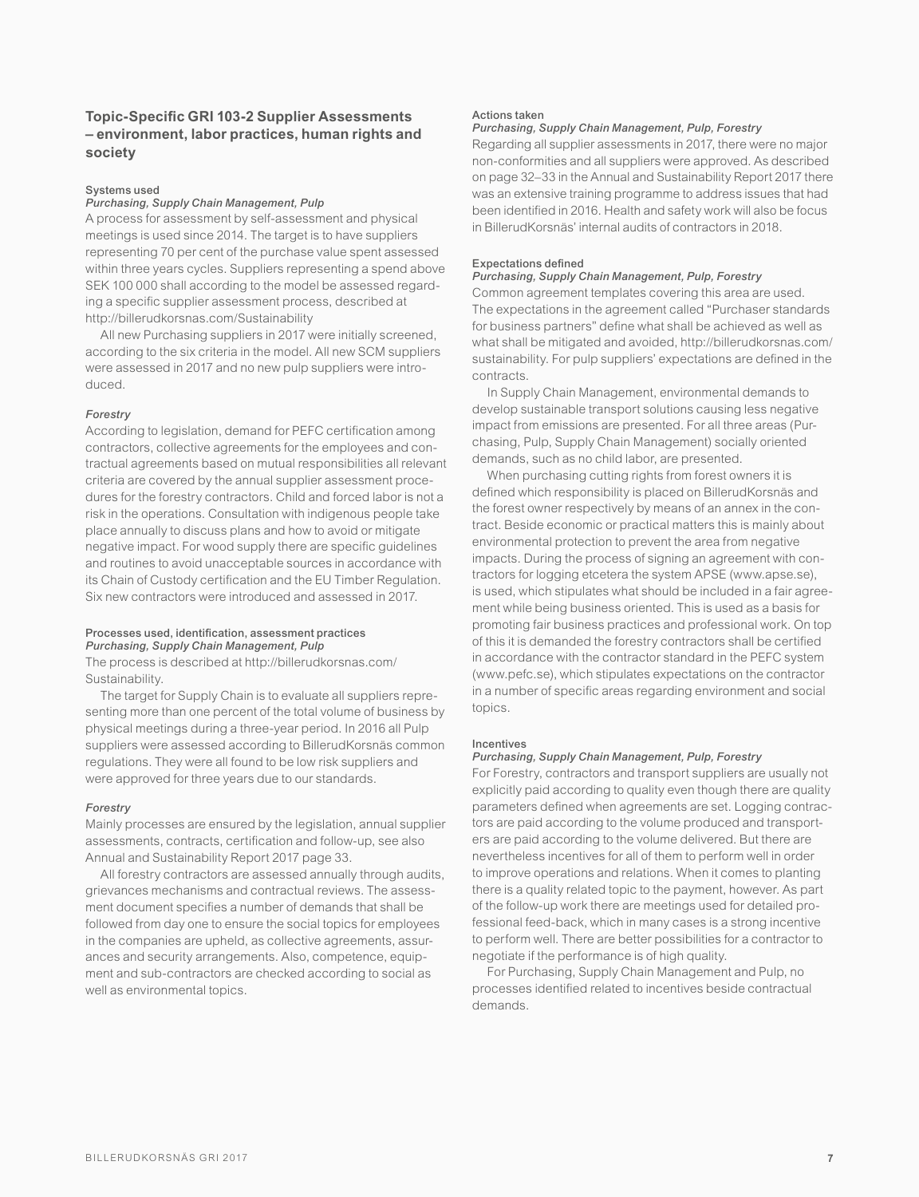## Topic-Specific GRI 103-2 Supplier Assessments – environment, labor practices, human rights and society

#### Systems used

*Purchasing, Supply Chain Management, Pulp*

A process for assessment by self-assessment and physical meetings is used since 2014. The target is to have suppliers representing 70 per cent of the purchase value spent assessed within three years cycles. Suppliers representing a spend above SEK 100 000 shall according to the model be assessed regarding a specific supplier assessment process, described at http://billerudkorsnas.com/Sustainability

All new Purchasing suppliers in 2017 were initially screened, according to the six criteria in the model. All new SCM suppliers were assessed in 2017 and no new pulp suppliers were introduced.

*Forestry*

According to legislation, demand for PEFC certification among contractors, collective agreements for the employees and contractual agreements based on mutual responsibilities all relevant criteria are covered by the annual supplier assessment procedures for the forestry contractors. Child and forced labor is not a risk in the operations. Consultation with indigenous people take place annually to discuss plans and how to avoid or mitigate negative impact. For wood supply there are specific guidelines and routines to avoid unacceptable sources in accordance with its Chain of Custody certification and the EU Timber Regulation. Six new contractors were introduced and assessed in 2017.

#### Processes used, identification, assessment practices

*Purchasing, Supply Chain Management, Pulp*

The process is described at http://billerudkorsnas.com/Sustainability.

The target for Supply Chain is to evaluate all suppliers representing more than one percent of the total volume of business by physical meetings during a three-year period. In 2016 all Pulp suppliers were assessed according to BillerudKorsnäs common regulations. They were all found to be low risk suppliers and were approved for three years due to our standards.

*Forestry*

Mainly processes are ensured by the legislation, annual supplier assessments, contracts, certification and follow-up, see also Annual and Sustainability Report 2017 page 33.

All forestry contractors are assessed annually through audits, grievances mechanisms and contractual reviews. The assessment document specifies a number of demands that shall be followed from day one to ensure the social topics for employees in the companies are upheld, as collective agreements, assurances and security arrangements. Also, competence, equipment and sub-contractors are checked according to social as well as environmental topics.

#### Actions taken

*Purchasing, Supply Chain Management, Pulp, Forestry*

Regarding all supplier assessments in 2017, there were no major non-conformities and all suppliers were approved. As described on page 32–33 in the Annual and Sustainability Report 2017 there was an extensive training programme to address issues that had been identified in 2016. Health and safety work will also be focus in BillerudKorsnäs' internal audits of contractors in 2018.

#### Expectations defined

*Purchasing, Supply Chain Management, Pulp, Forestry*

Common agreement templates covering this area are used. The expectations in the agreement called "Purchaser standards for business partners" define what shall be achieved as well as what shall be mitigated and avoided, http://billerudkorsnas.com/sustainability. For pulp suppliers' expectations are defined in the contracts.

In Supply Chain Management, environmental demands to develop sustainable transport solutions causing less negative impact from emissions are presented. For all three areas (Purchasing, Pulp, Supply Chain Management) socially oriented demands, such as no child labor, are presented.

When purchasing cutting rights from forest owners it is defined which responsibility is placed on BillerudKorsnäs and the forest owner respectively by means of an annex in the contract. Beside economic or practical matters this is mainly about environmental protection to prevent the area from negative impacts. During the process of signing an agreement with contractors for logging etcetera the system APSE (www.apse.se), is used, which stipulates what should be included in a fair agreement while being business oriented. This is used as a basis for promoting fair business practices and professional work. On top of this it is demanded the forestry contractors shall be certified in accordance with the contractor standard in the PEFC system (www.pefc.se), which stipulates expectations on the contractor in a number of specific areas regarding environment and social topics.

#### Incentives

*Purchasing, Supply Chain Management, Pulp, Forestry*

For Forestry, contractors and transport suppliers are usually not explicitly paid according to quality even though there are quality parameters defined when agreements are set. Logging contractors are paid according to the volume produced and transporters are paid according to the volume delivered. But there are nevertheless incentives for all of them to perform well in order to improve operations and relations. When it comes to planting there is a quality related topic to the payment, however. As part of the follow-up work there are meetings used for detailed professional feed-back, which in many cases is a strong incentive to perform well. There are better possibilities for a contractor to negotiate if the performance is of high quality.

For Purchasing, Supply Chain Management and Pulp, no processes identified related to incentives beside contractual demands.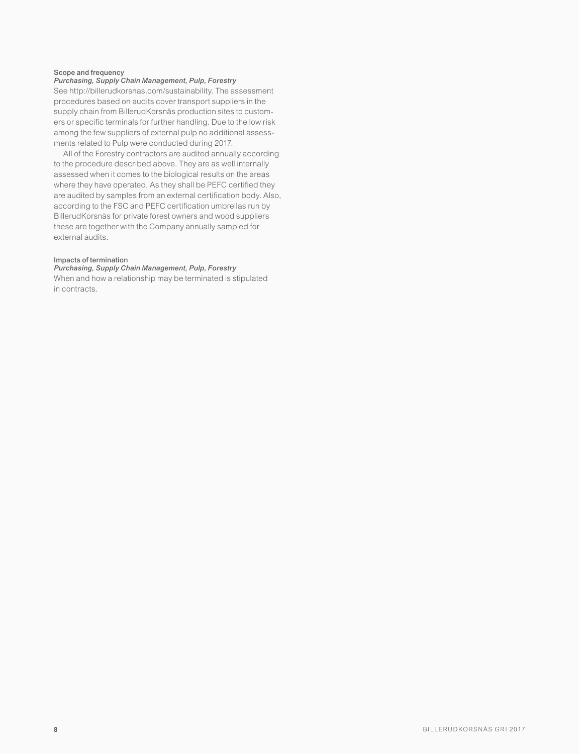#### Scope and frequency

***Purchasing, Supply Chain Management, Pulp, Forestry***

See http://billerudkorsnas.com/sustainability. The assessment procedures based on audits cover transport suppliers in the supply chain from BillerudKorsnäs production sites to customers or specific terminals for further handling. Due to the low risk among the few suppliers of external pulp no additional assessments related to Pulp were conducted during 2017.

All of the Forestry contractors are audited annually according to the procedure described above. They are as well internally assessed when it comes to the biological results on the areas where they have operated. As they shall be PEFC certified they are audited by samples from an external certification body. Also, according to the FSC and PEFC certification umbrellas run by BillerudKorsnäs for private forest owners and wood suppliers these are together with the Company annually sampled for external audits.

#### Impacts of termination

***Purchasing, Supply Chain Management, Pulp, Forestry***

When and how a relationship may be terminated is stipulated in contracts.